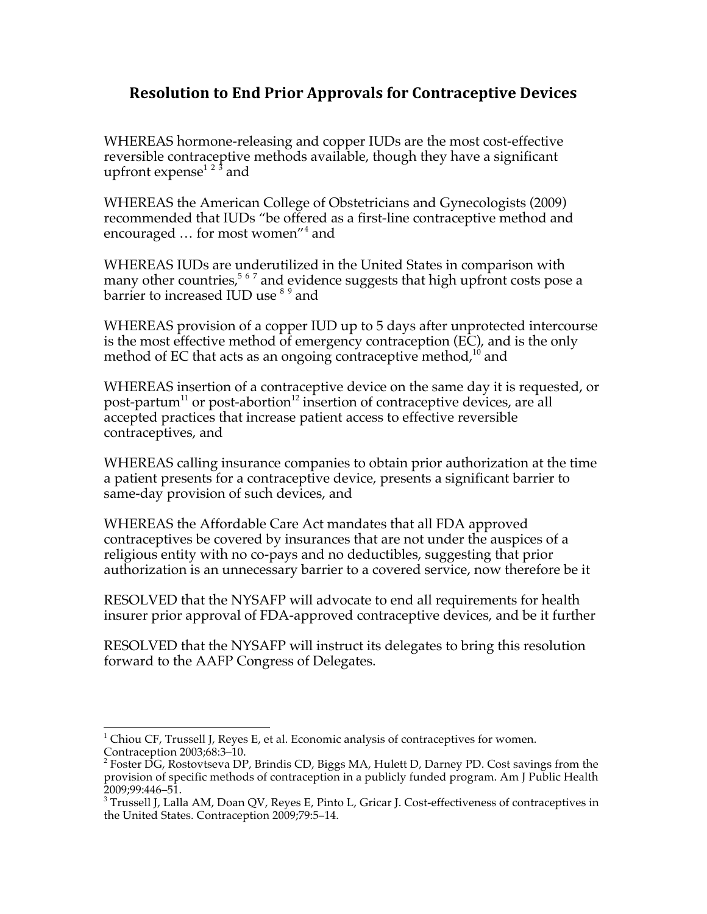## Resolution to End Prior Approvals for Contraceptive Devices

WHEREAS hormone-releasing and copper IUDs are the most cost-effective reversible contraceptive methods available, though they have a significant upfront expense[1 2 3] and

WHEREAS the American College of Obstetricians and Gynecologists (2009) recommended that IUDs "be offered as a first-line contraceptive method and encouraged … for most women"[4] and

WHEREAS IUDs are underutilized in the United States in comparison with many other countries,[5 6 7] and evidence suggests that high upfront costs pose a barrier to increased IUD use [8 9] and

WHEREAS provision of a copper IUD up to 5 days after unprotected intercourse is the most effective method of emergency contraception (EC), and is the only method of EC that acts as an ongoing contraceptive method,[10] and

WHEREAS insertion of a contraceptive device on the same day it is requested, or post-partum[11] or post-abortion[12] insertion of contraceptive devices, are all accepted practices that increase patient access to effective reversible contraceptives, and

WHEREAS calling insurance companies to obtain prior authorization at the time a patient presents for a contraceptive device, presents a significant barrier to same-day provision of such devices, and

WHEREAS the Affordable Care Act mandates that all FDA approved contraceptives be covered by insurances that are not under the auspices of a religious entity with no co-pays and no deductibles, suggesting that prior authorization is an unnecessary barrier to a covered service, now therefore be it

RESOLVED that the NYSAFP will advocate to end all requirements for health insurer prior approval of FDA-approved contraceptive devices, and be it further

RESOLVED that the NYSAFP will instruct its delegates to bring this resolution forward to the AAFP Congress of Delegates.

---

[1] Chiou CF, Trussell J, Reyes E, et al. Economic analysis of contraceptives for women. Contraception 2003;68:3–10.

[2] Foster DG, Rostovtseva DP, Brindis CD, Biggs MA, Hulett D, Darney PD. Cost savings from the provision of specific methods of contraception in a publicly funded program. Am J Public Health 2009;99:446–51.

[3] Trussell J, Lalla AM, Doan QV, Reyes E, Pinto L, Gricar J. Cost-effectiveness of contraceptives in the United States. Contraception 2009;79:5–14.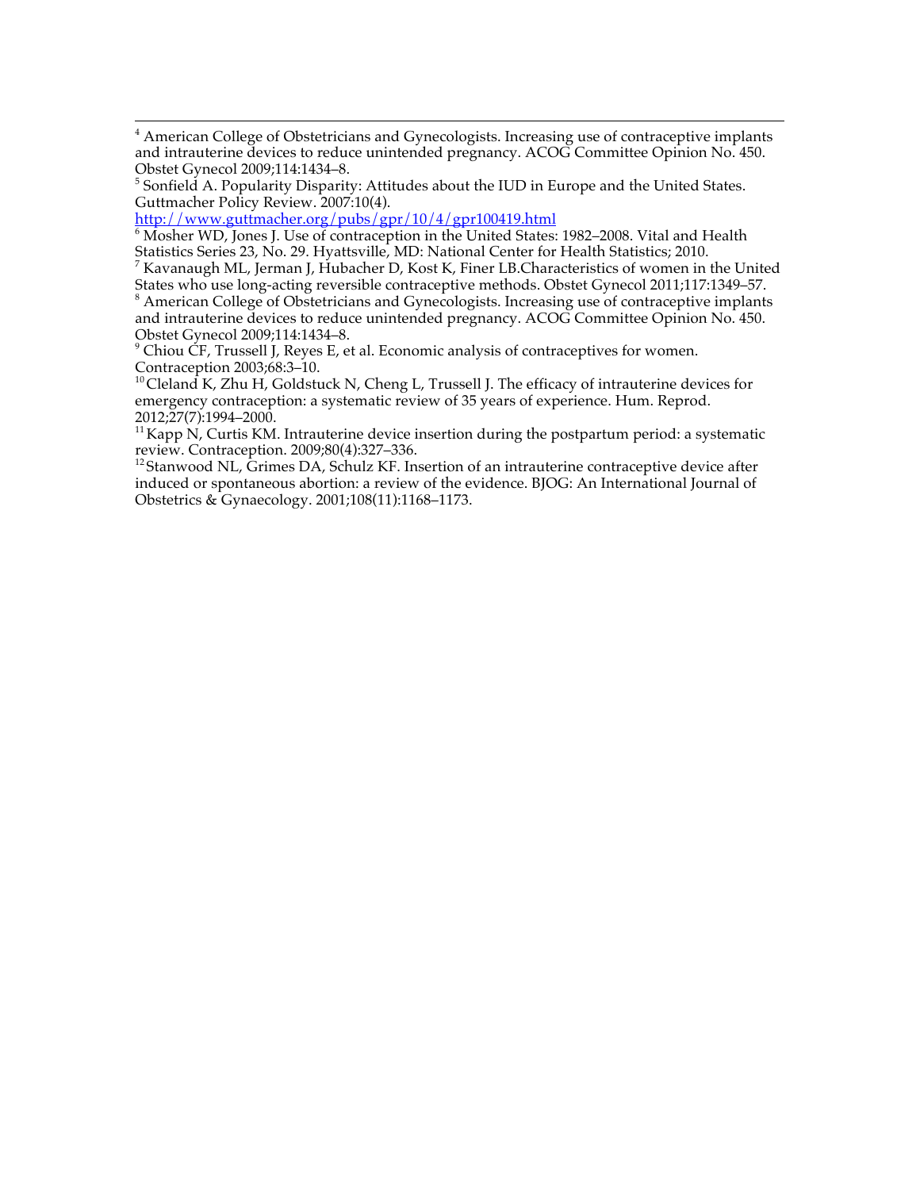[4] American College of Obstetricians and Gynecologists. Increasing use of contraceptive implants and intrauterine devices to reduce unintended pregnancy. ACOG Committee Opinion No. 450. Obstet Gynecol 2009;114:1434–8.

[5] Sonfield A. Popularity Disparity: Attitudes about the IUD in Europe and the United States. Guttmacher Policy Review. 2007:10(4). http://www.guttmacher.org/pubs/gpr/10/4/gpr100419.html

[6] Mosher WD, Jones J. Use of contraception in the United States: 1982–2008. Vital and Health Statistics Series 23, No. 29. Hyattsville, MD: National Center for Health Statistics; 2010.

[7] Kavanaugh ML, Jerman J, Hubacher D, Kost K, Finer LB.Characteristics of women in the United States who use long-acting reversible contraceptive methods. Obstet Gynecol 2011;117:1349–57.

[8] American College of Obstetricians and Gynecologists. Increasing use of contraceptive implants and intrauterine devices to reduce unintended pregnancy. ACOG Committee Opinion No. 450. Obstet Gynecol 2009;114:1434–8.

[9] Chiou CF, Trussell J, Reyes E, et al. Economic analysis of contraceptives for women. Contraception 2003;68:3–10.

[10] Cleland K, Zhu H, Goldstuck N, Cheng L, Trussell J. The efficacy of intrauterine devices for emergency contraception: a systematic review of 35 years of experience. Hum. Reprod. 2012;27(7):1994–2000.

[11] Kapp N, Curtis KM. Intrauterine device insertion during the postpartum period: a systematic review. Contraception. 2009;80(4):327–336.

[12] Stanwood NL, Grimes DA, Schulz KF. Insertion of an intrauterine contraceptive device after induced or spontaneous abortion: a review of the evidence. BJOG: An International Journal of Obstetrics & Gynaecology. 2001;108(11):1168–1173.